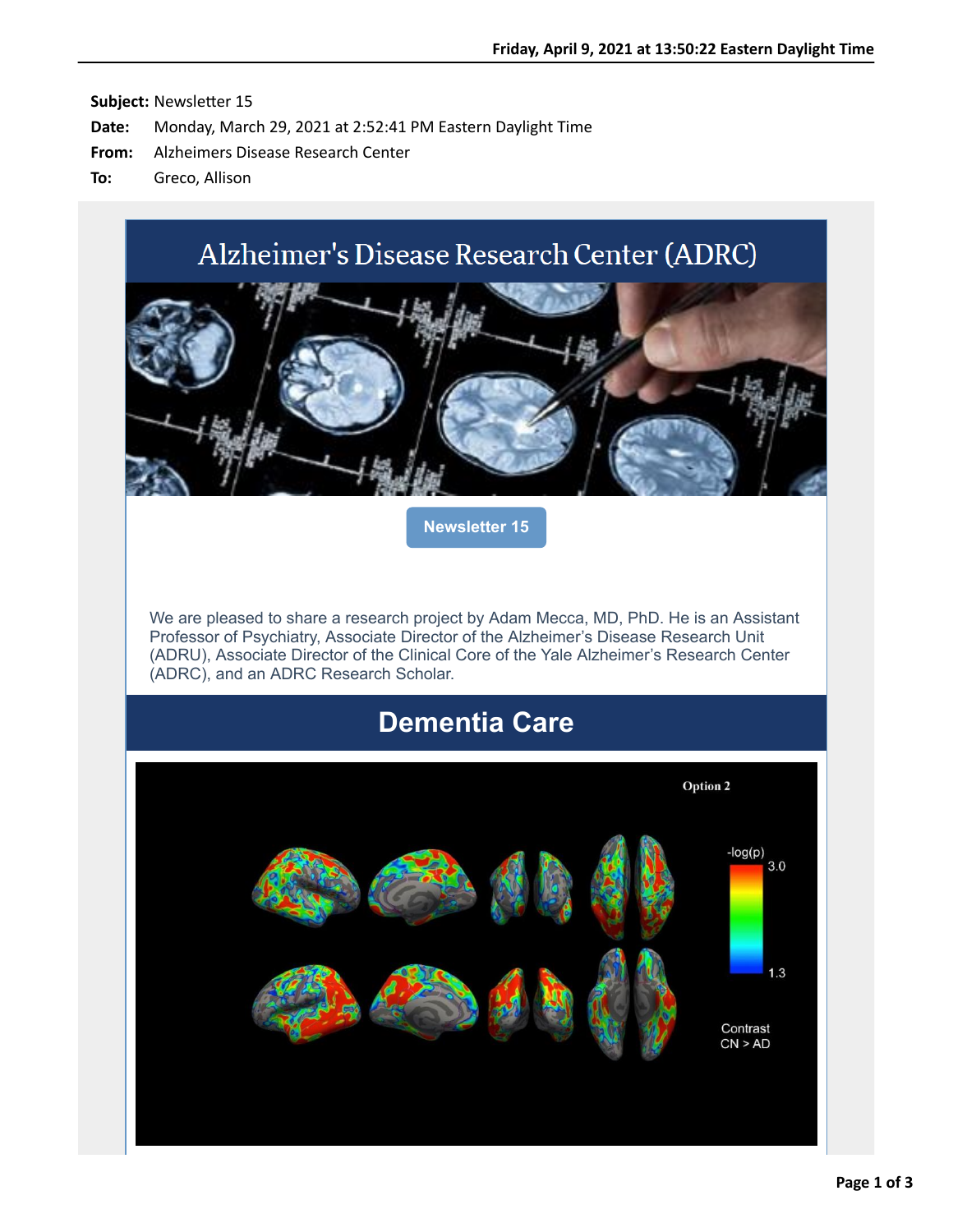**Subject:** Newsletter 15

**Date:** Monday, March 29, 2021 at 2:52:41 PM Eastern Daylight Time

**From:** Alzheimers Disease Research Center

**To:** Greco, Allison

# Alzheimer's Disease Research Center (ADRC)

**Newsletter 15**

We are pleased to share a research project by Adam Mecca, MD, PhD. He is an Assistant Professor of Psychiatry, Associate Director of the Alzheimer's Disease Research Unit (ADRU), Associate Director of the Clinical Core of the Yale Alzheimer's Research Center (ADRC), and an ADRC Research Scholar.

## Dementia Care

Option 2

-log(p) 3.0 1.3

Contrast CN > AD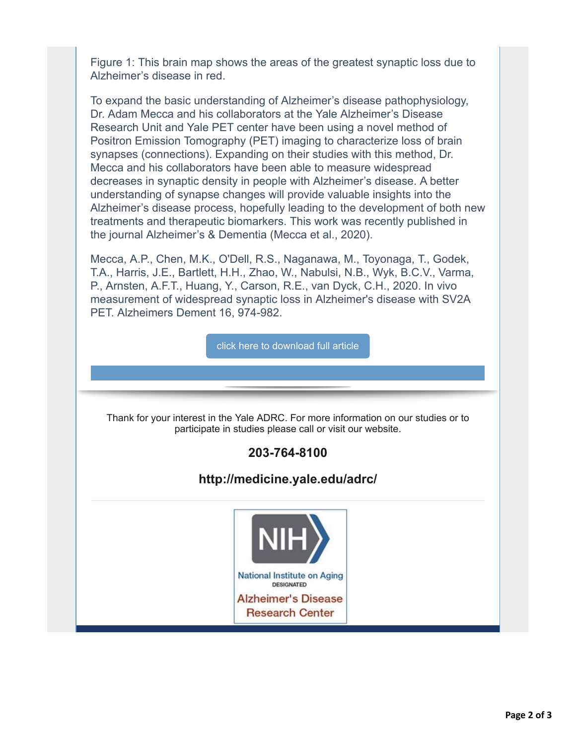Figure 1: This brain map shows the areas of the greatest synaptic loss due to Alzheimer's disease in red.

To expand the basic understanding of Alzheimer's disease pathophysiology, Dr. Adam Mecca and his collaborators at the Yale Alzheimer's Disease Research Unit and Yale PET center have been using a novel method of Positron Emission Tomography (PET) imaging to characterize loss of brain synapses (connections). Expanding on their studies with this method, Dr. Mecca and his collaborators have been able to measure widespread decreases in synaptic density in people with Alzheimer's disease. A better understanding of synapse changes will provide valuable insights into the Alzheimer's disease process, hopefully leading to the development of both new treatments and therapeutic biomarkers. This work was recently published in the journal Alzheimer's & Dementia (Mecca et al., 2020).

Mecca, A.P., Chen, M.K., O'Dell, R.S., Naganawa, M., Toyonaga, T., Godek, T.A., Harris, J.E., Bartlett, H.H., Zhao, W., Nabulsi, N.B., Wyk, B.C.V., Varma, P., Arnsten, A.F.T., Huang, Y., Carson, R.E., van Dyck, C.H., 2020. In vivo measurement of widespread synaptic loss in Alzheimer's disease with SV2A PET. Alzheimers Dement 16, 974-982.

click here to download full article

Thank for your interest in the Yale ADRC. For more information on our studies or to participate in studies please call or visit our website.

**203-764-8100**

**http://medicine.yale.edu/adrc/**

NIH National Institute on Aging DESIGNATED Alzheimer's Disease Research Center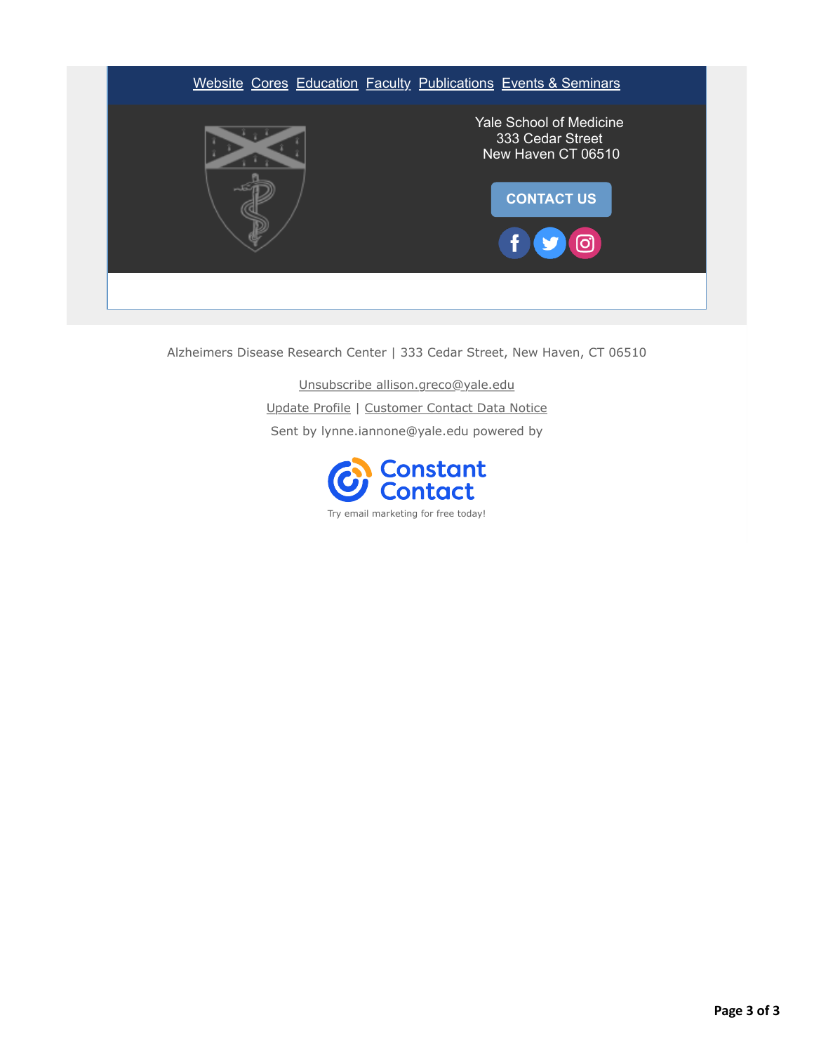Website Cores Education Faculty Publications Events & Seminars

Yale School of Medicine
333 Cedar Street
New Haven CT 06510

CONTACT US

Alzheimers Disease Research Center | 333 Cedar Street, New Haven, CT 06510

Unsubscribe allison.greco@yale.edu

Update Profile | Customer Contact Data Notice

Sent by lynne.iannone@yale.edu powered by

Constant Contact

Try email marketing for free today!